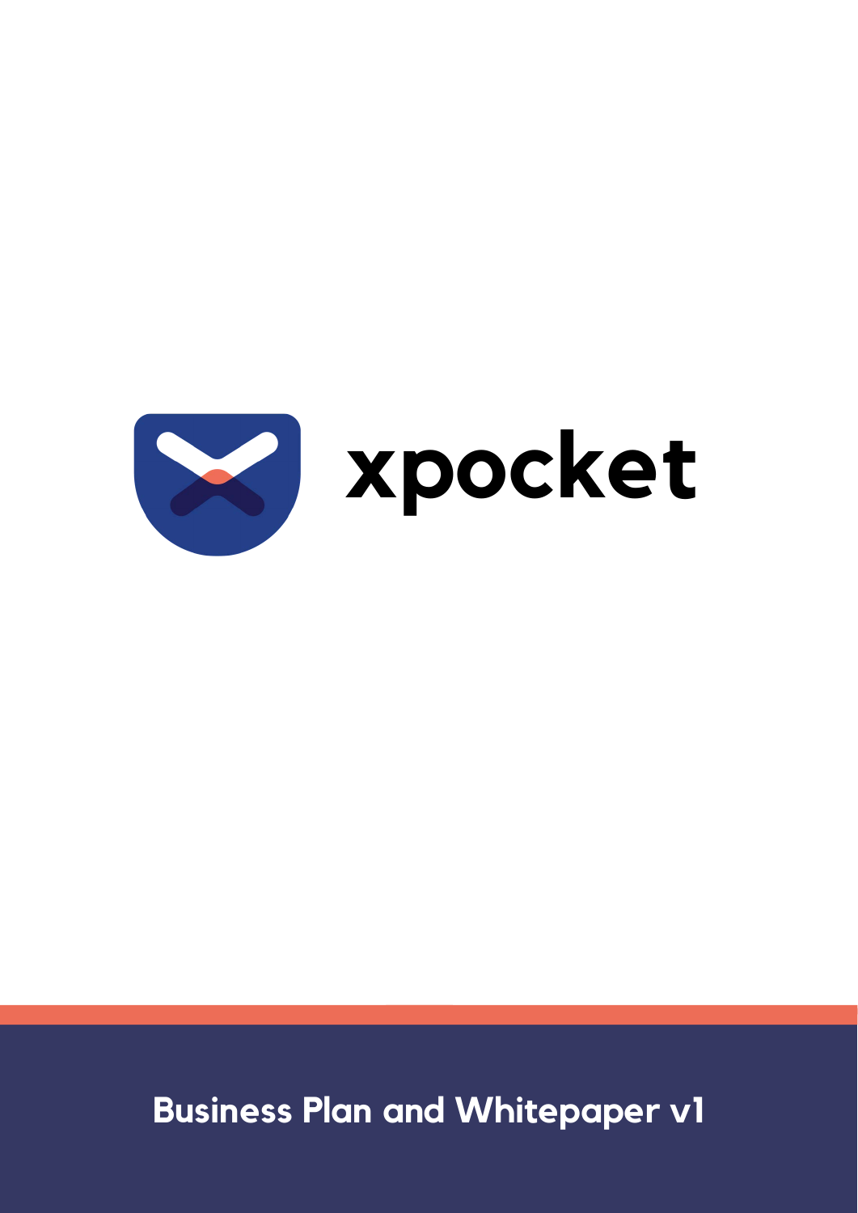# xpocket

**Business Plan and Whitepaper v1**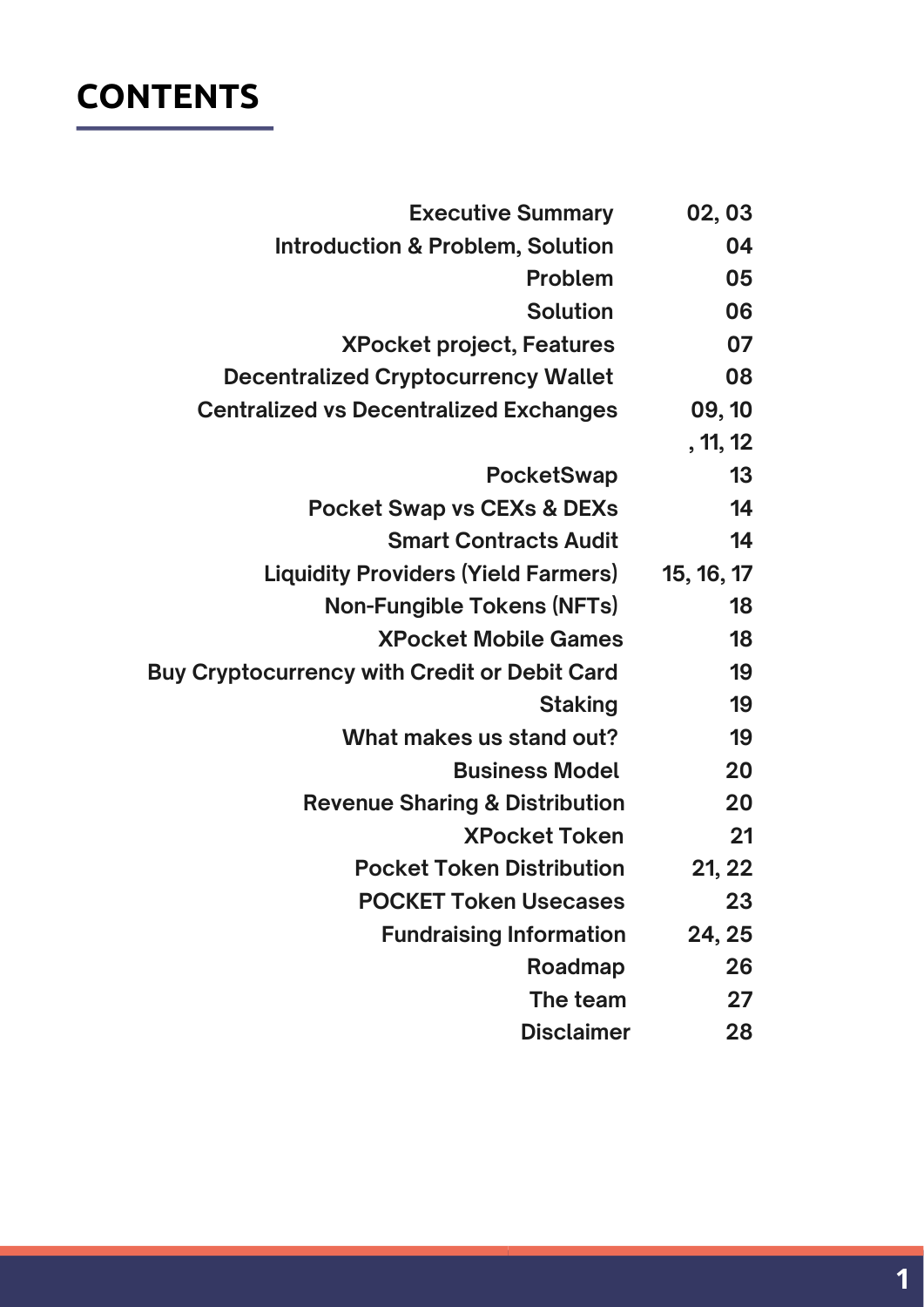# CONTENTS

| | |
|---|---|
| Executive Summary | 02, 03 |
| Introduction & Problem, Solution | 04 |
| Problem | 05 |
| Solution | 06 |
| XPocket project, Features | 07 |
| Decentralized Cryptocurrency Wallet | 08 |
| Centralized vs Decentralized Exchanges | 09, 10, 11, 12 |
| PocketSwap | 13 |
| Pocket Swap vs CEXs & DEXs | 14 |
| Smart Contracts Audit | 14 |
| Liquidity Providers (Yield Farmers) | 15, 16, 17 |
| Non-Fungible Tokens (NFTs) | 18 |
| XPocket Mobile Games | 18 |
| Buy Cryptocurrency with Credit or Debit Card | 19 |
| Staking | 19 |
| What makes us stand out? | 19 |
| Business Model | 20 |
| Revenue Sharing & Distribution | 20 |
| XPocket Token | 21 |
| Pocket Token Distribution | 21, 22 |
| POCKET Token Usecases | 23 |
| Fundraising Information | 24, 25 |
| Roadmap | 26 |
| The team | 27 |
| Disclaimer | 28 |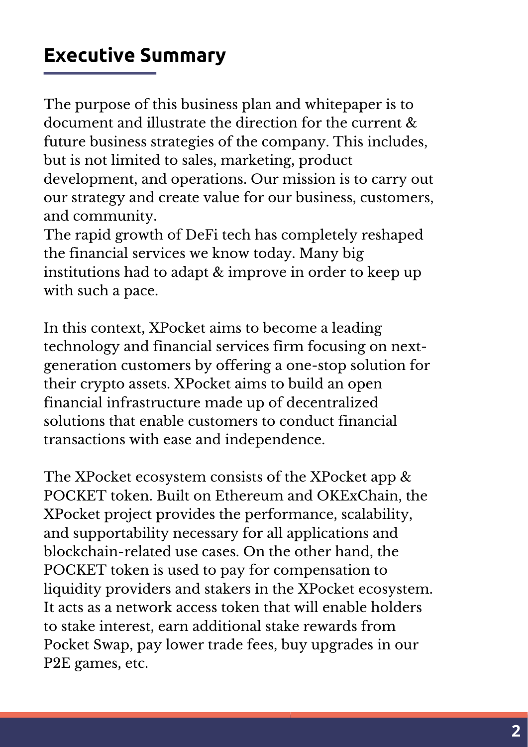## Executive Summary

The purpose of this business plan and whitepaper is to document and illustrate the direction for the current & future business strategies of the company. This includes, but is not limited to sales, marketing, product development, and operations. Our mission is to carry out our strategy and create value for our business, customers, and community.

The rapid growth of DeFi tech has completely reshaped the financial services we know today. Many big institutions had to adapt & improve in order to keep up with such a pace.

In this context, XPocket aims to become a leading technology and financial services firm focusing on next-generation customers by offering a one-stop solution for their crypto assets. XPocket aims to build an open financial infrastructure made up of decentralized solutions that enable customers to conduct financial transactions with ease and independence.

The XPocket ecosystem consists of the XPocket app & POCKET token. Built on Ethereum and OKExChain, the XPocket project provides the performance, scalability, and supportability necessary for all applications and blockchain-related use cases. On the other hand, the POCKET token is used to pay for compensation to liquidity providers and stakers in the XPocket ecosystem. It acts as a network access token that will enable holders to stake interest, earn additional stake rewards from Pocket Swap, pay lower trade fees, buy upgrades in our P2E games, etc.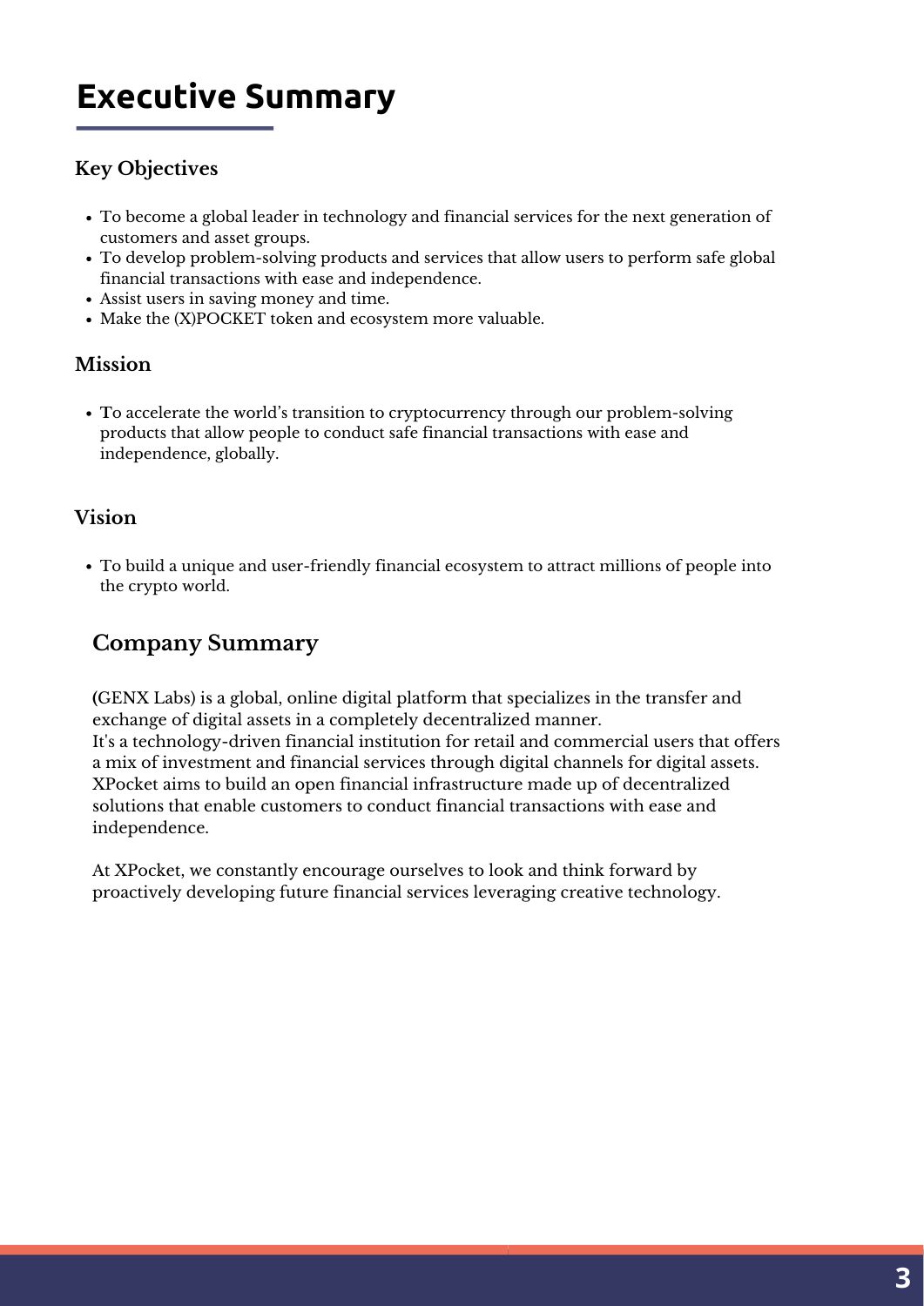# Executive Summary

### Key Objectives

- To become a global leader in technology and financial services for the next generation of customers and asset groups.
- To develop problem-solving products and services that allow users to perform safe global financial transactions with ease and independence.
- Assist users in saving money and time.
- Make the (X)POCKET token and ecosystem more valuable.

### Mission

- To accelerate the world's transition to cryptocurrency through our problem-solving products that allow people to conduct safe financial transactions with ease and independence, globally.

### Vision

- To build a unique and user-friendly financial ecosystem to attract millions of people into the crypto world.

## Company Summary

(GENX Labs) is a global, online digital platform that specializes in the transfer and exchange of digital assets in a completely decentralized manner.
It's a technology-driven financial institution for retail and commercial users that offers a mix of investment and financial services through digital channels for digital assets.
XPocket aims to build an open financial infrastructure made up of decentralized solutions that enable customers to conduct financial transactions with ease and independence.

At XPocket, we constantly encourage ourselves to look and think forward by proactively developing future financial services leveraging creative technology.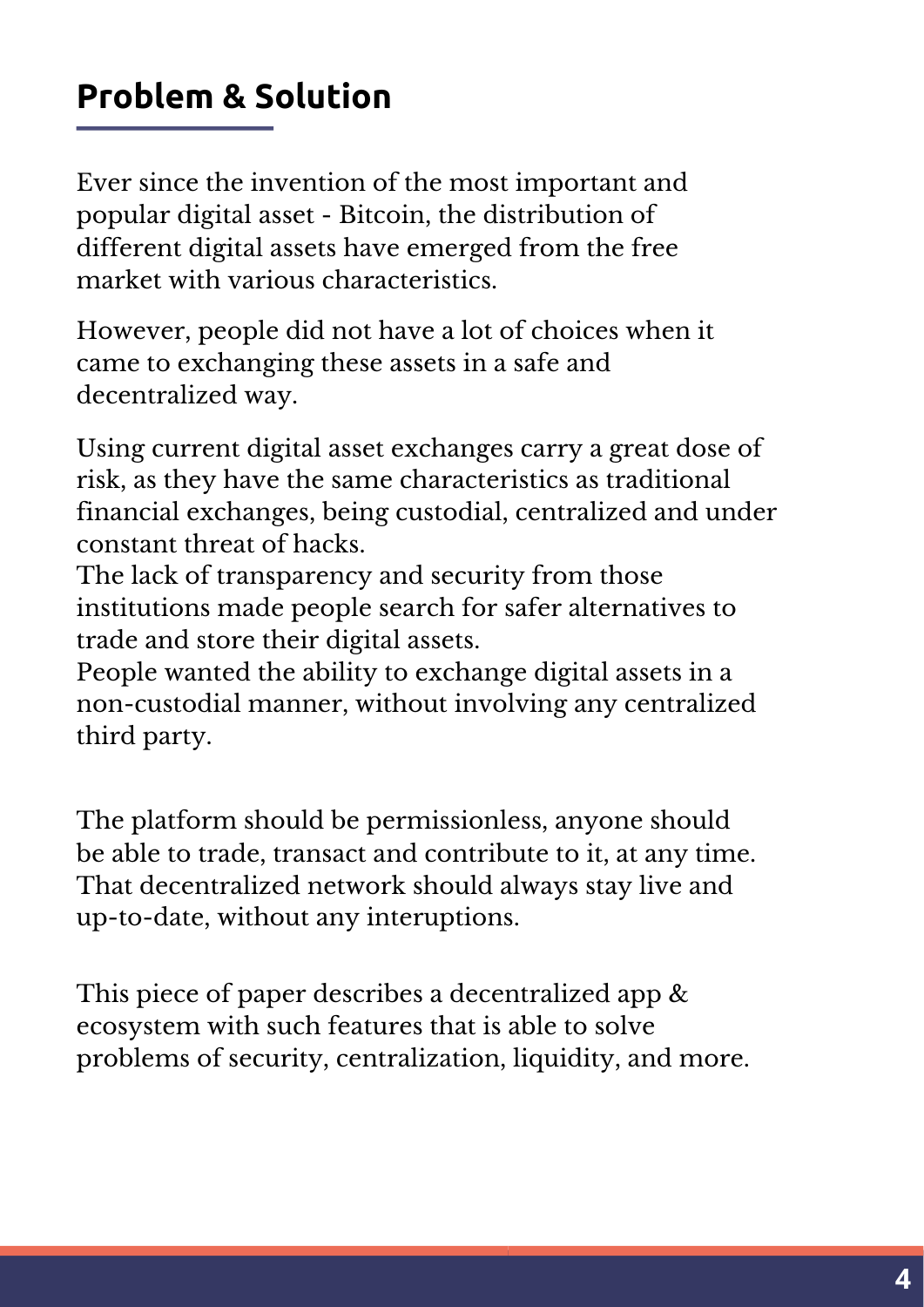## Problem & Solution

Ever since the invention of the most important and popular digital asset - Bitcoin, the distribution of different digital assets have emerged from the free market with various characteristics.

However, people did not have a lot of choices when it came to exchanging these assets in a safe and decentralized way.

Using current digital asset exchanges carry a great dose of risk, as they have the same characteristics as traditional financial exchanges, being custodial, centralized and under constant threat of hacks.
The lack of transparency and security from those institutions made people search for safer alternatives to trade and store their digital assets.
People wanted the ability to exchange digital assets in a non-custodial manner, without involving any centralized third party.

The platform should be permissionless, anyone should be able to trade, transact and contribute to it, at any time. That decentralized network should always stay live and up-to-date, without any interuptions.

This piece of paper describes a decentralized app & ecosystem with such features that is able to solve problems of security, centralization, liquidity, and more.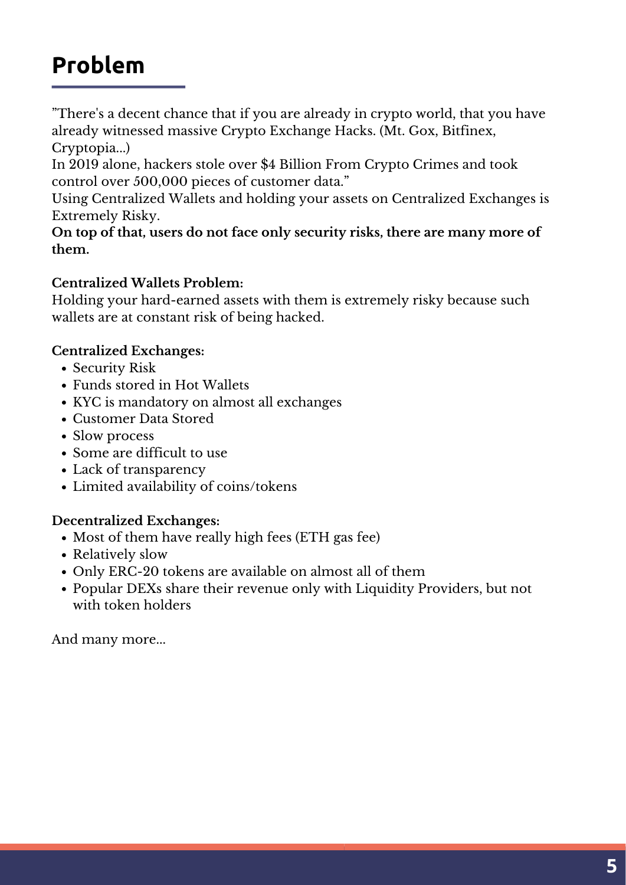# Problem

”There's a decent chance that if you are already in crypto world, that you have already witnessed massive Crypto Exchange Hacks. (Mt. Gox, Bitfinex, Cryptopia...)
In 2019 alone, hackers stole over $4 Billion From Crypto Crimes and took control over 500,000 pieces of customer data.”
Using Centralized Wallets and holding your assets on Centralized Exchanges is Extremely Risky.
**On top of that, users do not face only security risks, there are many more of them.**

**Centralized Wallets Problem:**
Holding your hard-earned assets with them is extremely risky because such wallets are at constant risk of being hacked.

**Centralized Exchanges:**

- Security Risk
- Funds stored in Hot Wallets
- KYC is mandatory on almost all exchanges
- Customer Data Stored
- Slow process
- Some are difficult to use
- Lack of transparency
- Limited availability of coins/tokens

**Decentralized Exchanges:**

- Most of them have really high fees (ETH gas fee)
- Relatively slow
- Only ERC-20 tokens are available on almost all of them
- Popular DEXs share their revenue only with Liquidity Providers, but not with token holders

And many more...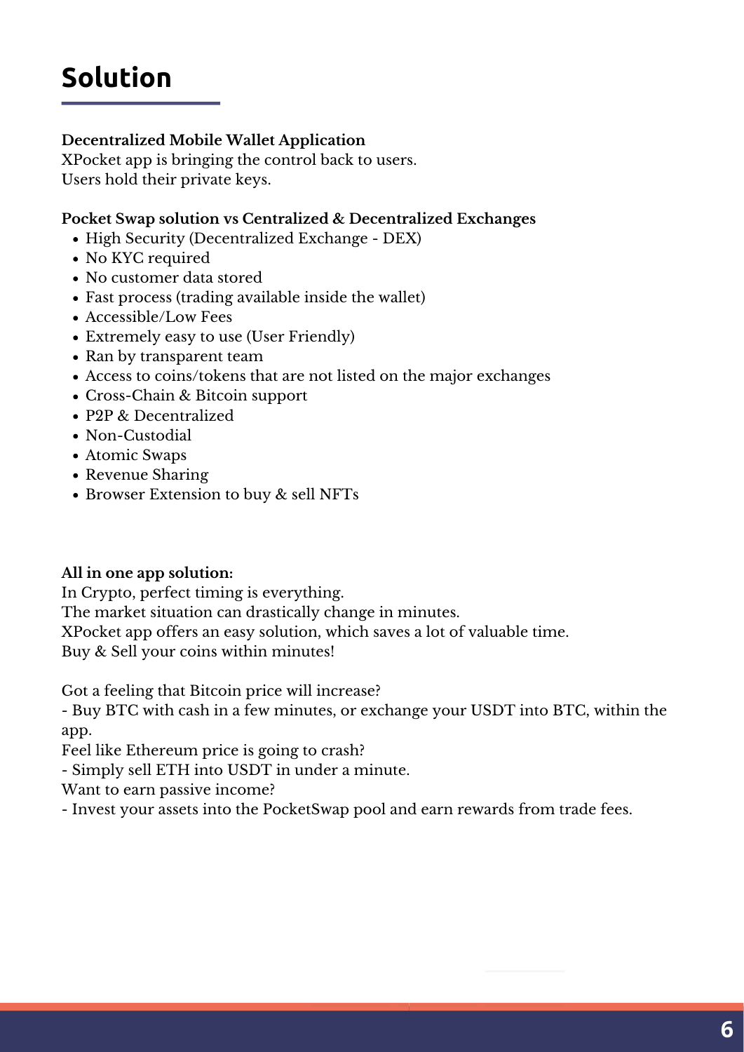# Solution

**Decentralized Mobile Wallet Application**
XPocket app is bringing the control back to users.
Users hold their private keys.

**Pocket Swap solution vs Centralized & Decentralized Exchanges**

- High Security (Decentralized Exchange - DEX)
- No KYC required
- No customer data stored
- Fast process (trading available inside the wallet)
- Accessible/Low Fees
- Extremely easy to use (User Friendly)
- Ran by transparent team
- Access to coins/tokens that are not listed on the major exchanges
- Cross-Chain & Bitcoin support
- P2P & Decentralized
- Non-Custodial
- Atomic Swaps
- Revenue Sharing
- Browser Extension to buy & sell NFTs

**All in one app solution:**
In Crypto, perfect timing is everything.
The market situation can drastically change in minutes.
XPocket app offers an easy solution, which saves a lot of valuable time.
Buy & Sell your coins within minutes!

Got a feeling that Bitcoin price will increase?
- Buy BTC with cash in a few minutes, or exchange your USDT into BTC, within the app.
Feel like Ethereum price is going to crash?
- Simply sell ETH into USDT in under a minute.
Want to earn passive income?
- Invest your assets into the PocketSwap pool and earn rewards from trade fees.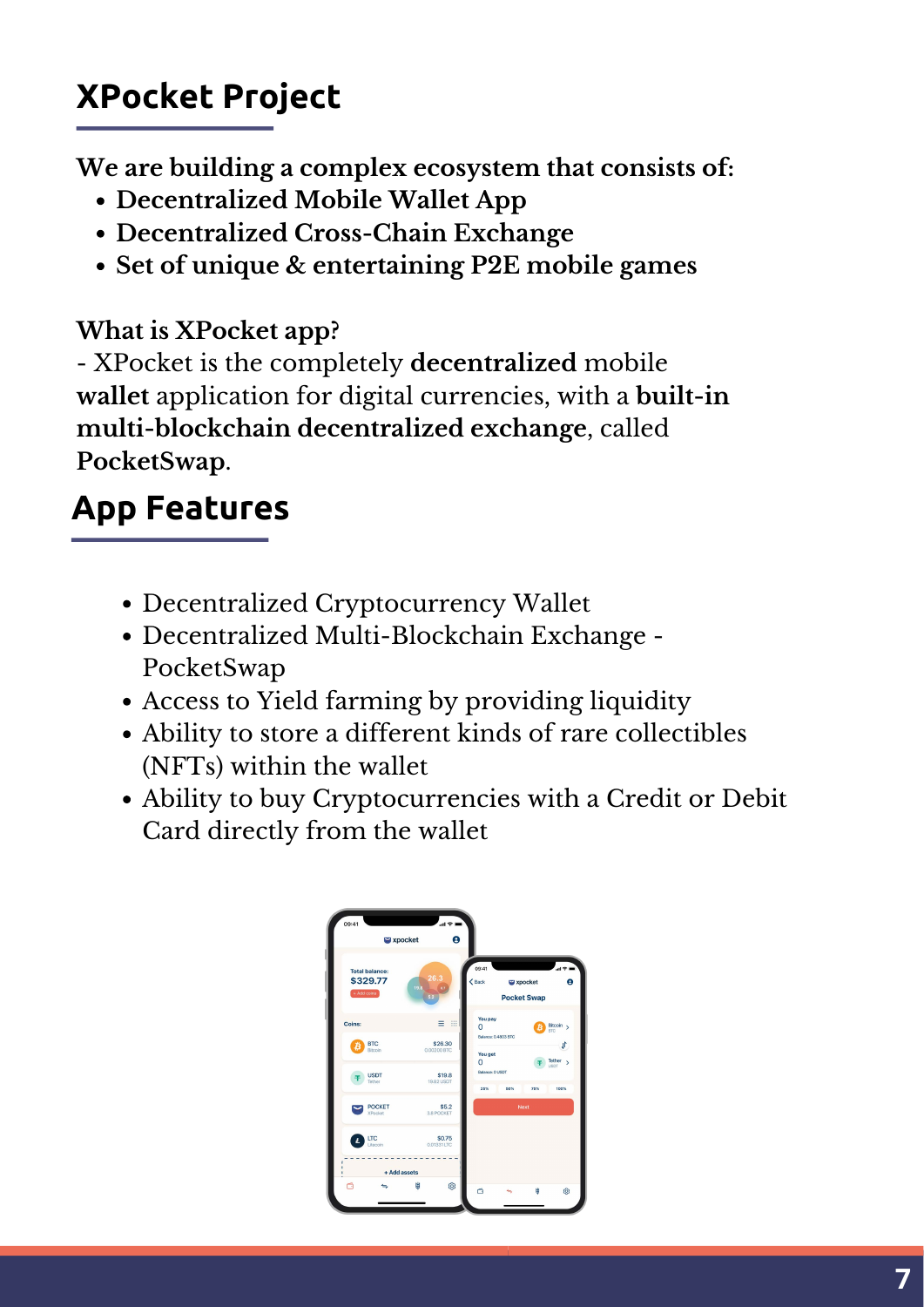## XPocket Project

**We are building a complex ecosystem that consists of:**

- **Decentralized Mobile Wallet App**
- **Decentralized Cross-Chain Exchange**
- **Set of unique & entertaining P2E mobile games**

**What is XPocket app?**

- XPocket is the completely **decentralized** mobile **wallet** application for digital currencies, with a **built-in multi-blockchain decentralized exchange**, called **PocketSwap**.

## App Features

- Decentralized Cryptocurrency Wallet
- Decentralized Multi-Blockchain Exchange - PocketSwap
- Access to Yield farming by providing liquidity
- Ability to store a different kinds of rare collectibles (NFTs) within the wallet
- Ability to buy Cryptocurrencies with a Credit or Debit Card directly from the wallet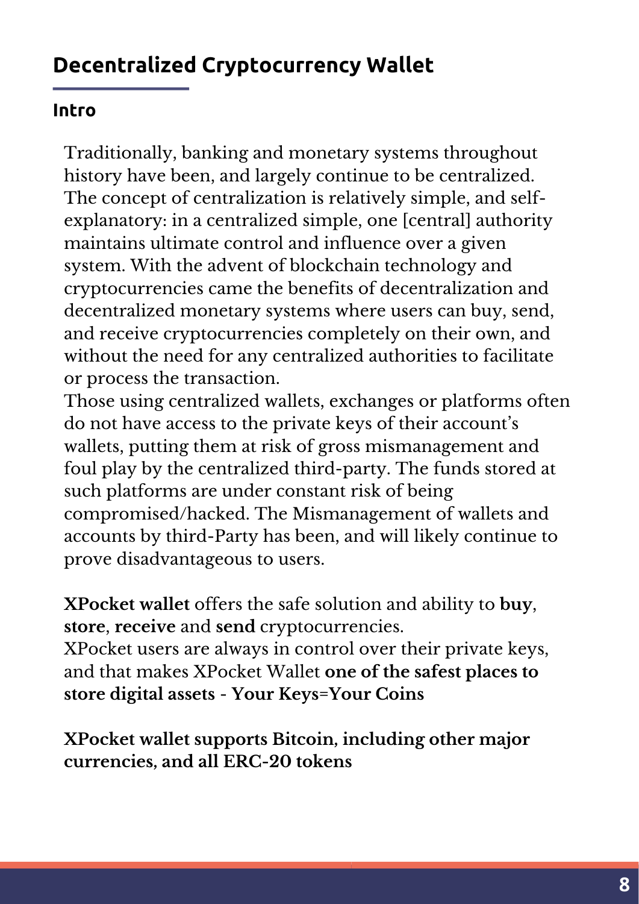## Decentralized Cryptocurrency Wallet

### Intro

Traditionally, banking and monetary systems throughout history have been, and largely continue to be centralized. The concept of centralization is relatively simple, and self-explanatory: in a centralized simple, one [central] authority maintains ultimate control and influence over a given system. With the advent of blockchain technology and cryptocurrencies came the benefits of decentralization and decentralized monetary systems where users can buy, send, and receive cryptocurrencies completely on their own, and without the need for any centralized authorities to facilitate or process the transaction.
Those using centralized wallets, exchanges or platforms often do not have access to the private keys of their account's wallets, putting them at risk of gross mismanagement and foul play by the centralized third-party. The funds stored at such platforms are under constant risk of being compromised/hacked. The Mismanagement of wallets and accounts by third-Party has been, and will likely continue to prove disadvantageous to users.

**XPocket wallet** offers the safe solution and ability to **buy**, **store**, **receive** and **send** cryptocurrencies.
XPocket users are always in control over their private keys, and that makes XPocket Wallet **one of the safest places to store digital assets - Your Keys=Your Coins**

**XPocket wallet supports Bitcoin, including other major currencies, and all ERC-20 tokens**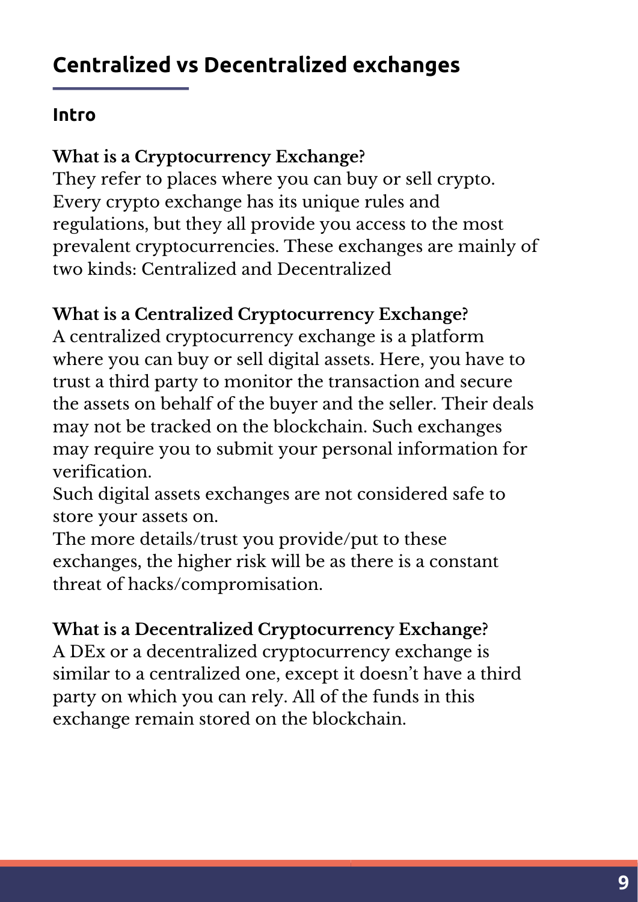## Centralized vs Decentralized exchanges

### Intro

**What is a Cryptocurrency Exchange?**
They refer to places where you can buy or sell crypto. Every crypto exchange has its unique rules and regulations, but they all provide you access to the most prevalent cryptocurrencies. These exchanges are mainly of two kinds: Centralized and Decentralized

**What is a Centralized Cryptocurrency Exchange?**
A centralized cryptocurrency exchange is a platform where you can buy or sell digital assets. Here, you have to trust a third party to monitor the transaction and secure the assets on behalf of the buyer and the seller. Their deals may not be tracked on the blockchain. Such exchanges may require you to submit your personal information for verification.
Such digital assets exchanges are not considered safe to store your assets on.
The more details/trust you provide/put to these exchanges, the higher risk will be as there is a constant threat of hacks/compromisation.

**What is a Decentralized Cryptocurrency Exchange?**
A DEx or a decentralized cryptocurrency exchange is similar to a centralized one, except it doesn't have a third party on which you can rely. All of the funds in this exchange remain stored on the blockchain.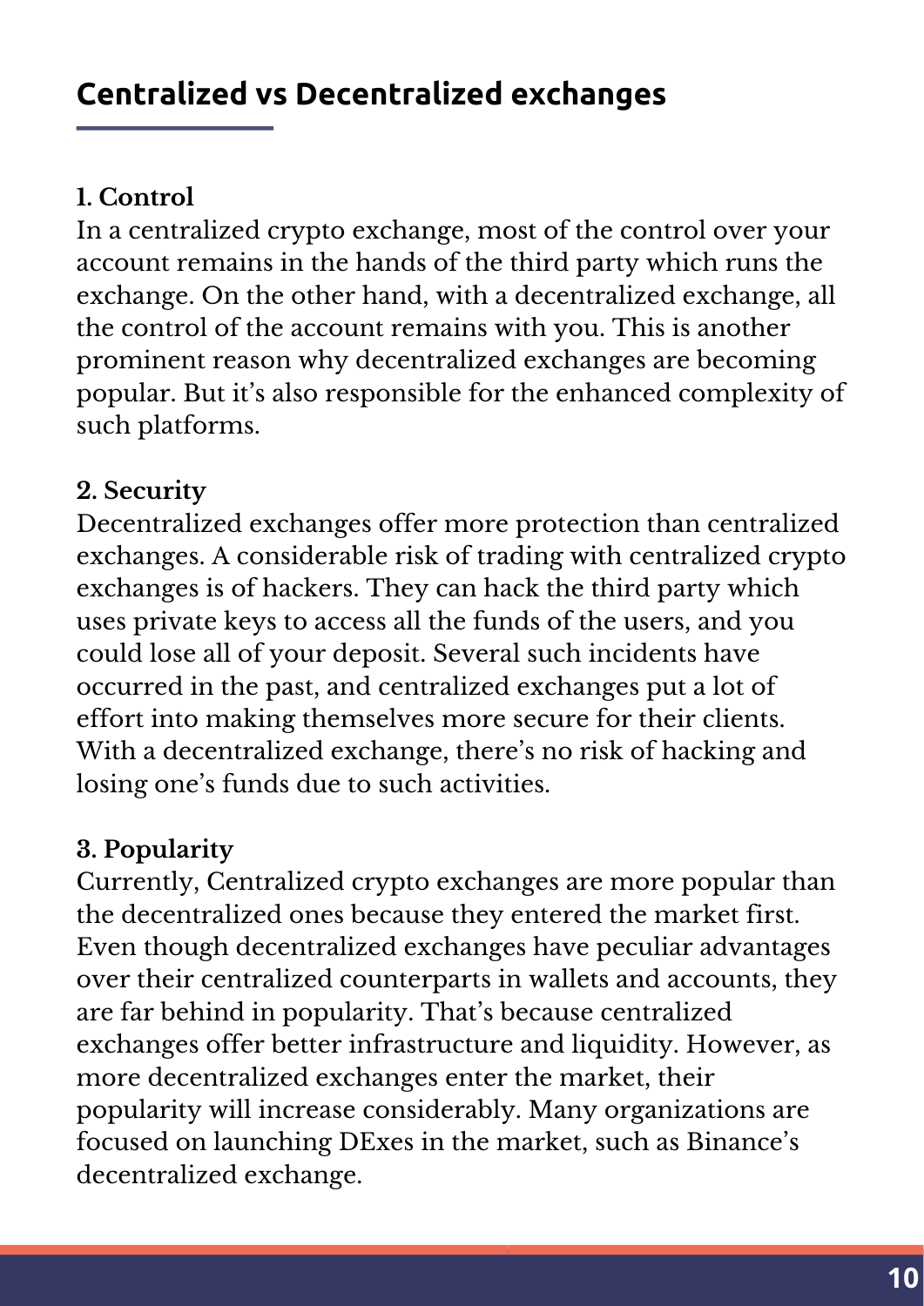## Centralized vs Decentralized exchanges

**1. Control**

In a centralized crypto exchange, most of the control over your account remains in the hands of the third party which runs the exchange. On the other hand, with a decentralized exchange, all the control of the account remains with you. This is another prominent reason why decentralized exchanges are becoming popular. But it's also responsible for the enhanced complexity of such platforms.

**2. Security**

Decentralized exchanges offer more protection than centralized exchanges. A considerable risk of trading with centralized crypto exchanges is of hackers. They can hack the third party which uses private keys to access all the funds of the users, and you could lose all of your deposit. Several such incidents have occurred in the past, and centralized exchanges put a lot of effort into making themselves more secure for their clients. With a decentralized exchange, there's no risk of hacking and losing one's funds due to such activities.

**3. Popularity**

Currently, Centralized crypto exchanges are more popular than the decentralized ones because they entered the market first. Even though decentralized exchanges have peculiar advantages over their centralized counterparts in wallets and accounts, they are far behind in popularity. That's because centralized exchanges offer better infrastructure and liquidity. However, as more decentralized exchanges enter the market, their popularity will increase considerably. Many organizations are focused on launching DExes in the market, such as Binance's decentralized exchange.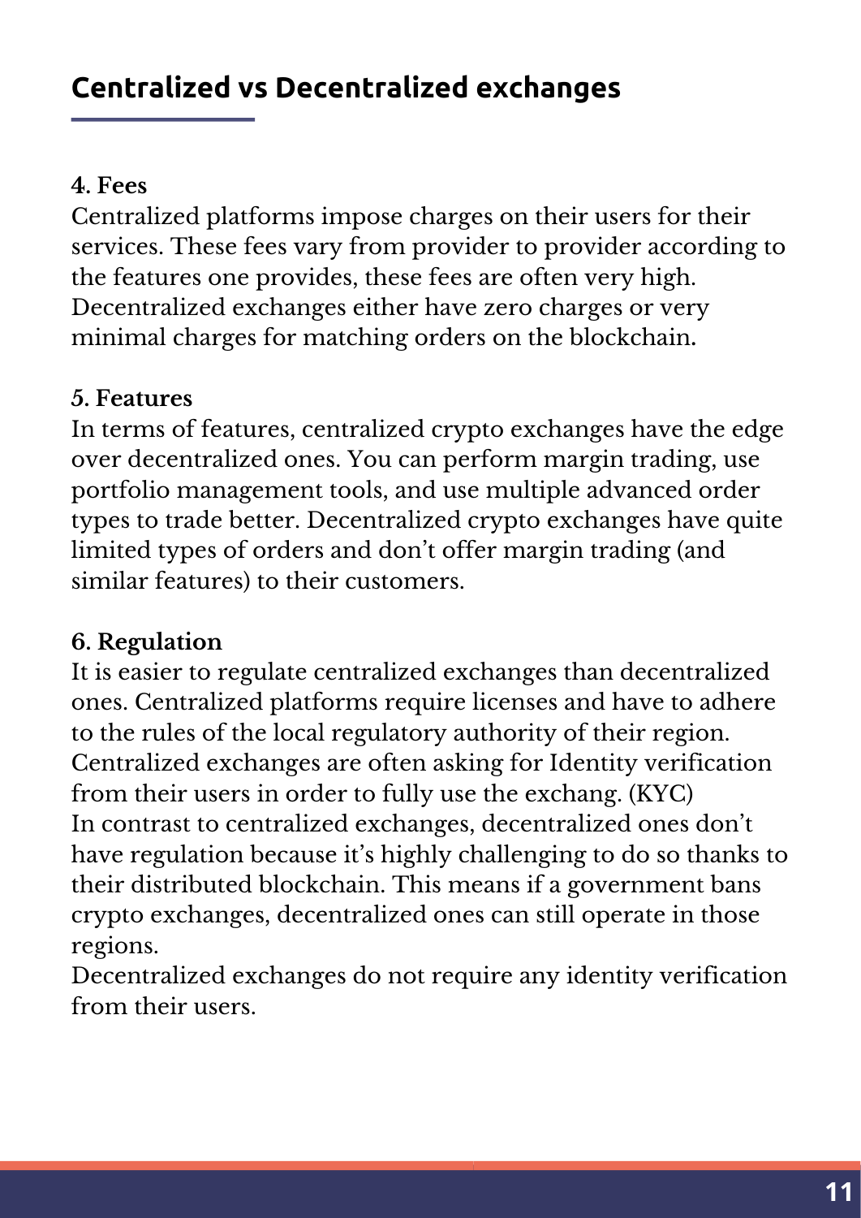## Centralized vs Decentralized exchanges

**4. Fees**

Centralized platforms impose charges on their users for their services. These fees vary from provider to provider according to the features one provides, these fees are often very high. Decentralized exchanges either have zero charges or very minimal charges for matching orders on the blockchain.

**5. Features**

In terms of features, centralized crypto exchanges have the edge over decentralized ones. You can perform margin trading, use portfolio management tools, and use multiple advanced order types to trade better. Decentralized crypto exchanges have quite limited types of orders and don't offer margin trading (and similar features) to their customers.

**6. Regulation**

It is easier to regulate centralized exchanges than decentralized ones. Centralized platforms require licenses and have to adhere to the rules of the local regulatory authority of their region. Centralized exchanges are often asking for Identity verification from their users in order to fully use the exchang. (KYC)
In contrast to centralized exchanges, decentralized ones don't have regulation because it's highly challenging to do so thanks to their distributed blockchain. This means if a government bans crypto exchanges, decentralized ones can still operate in those regions.
Decentralized exchanges do not require any identity verification from their users.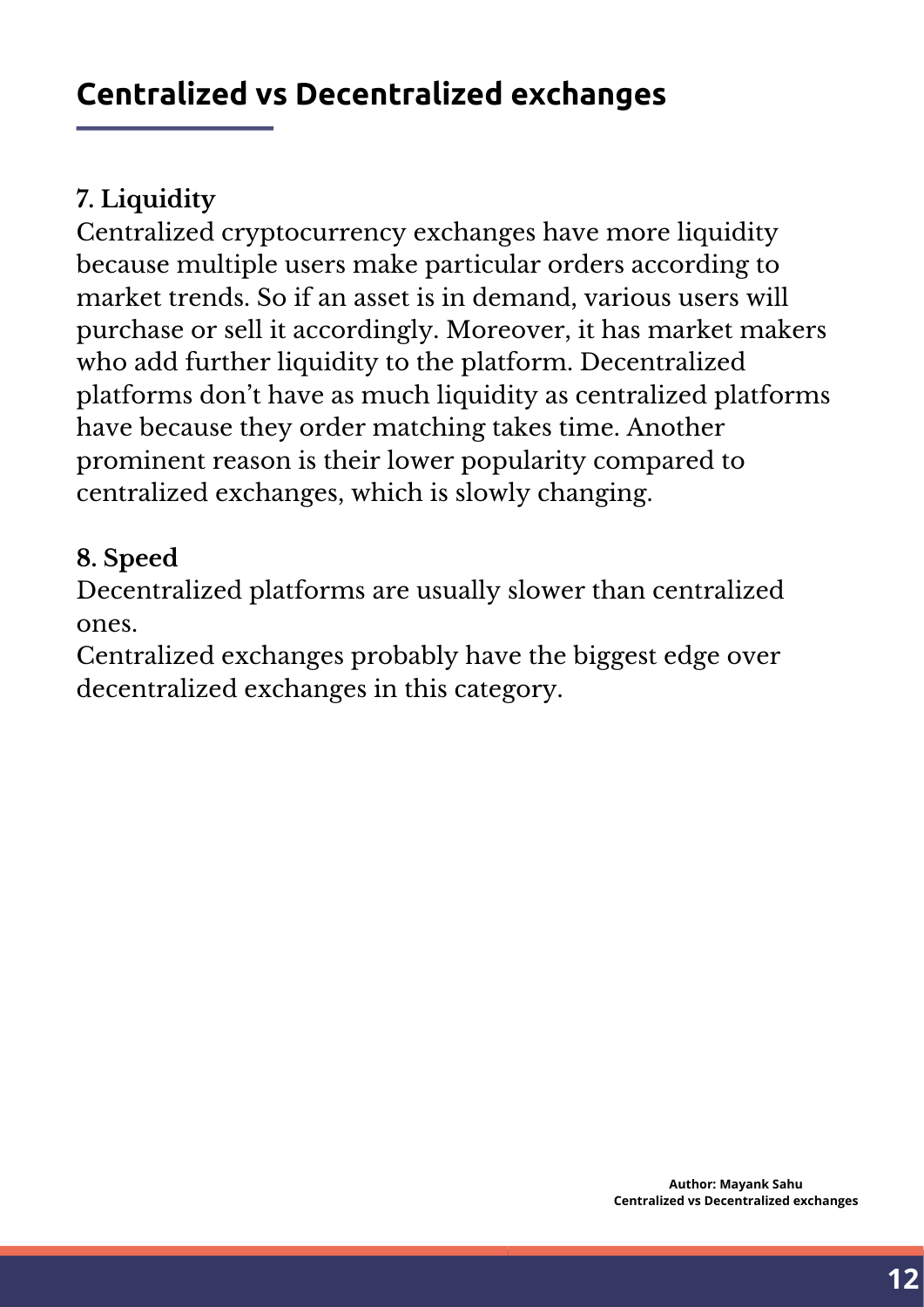## Centralized vs Decentralized exchanges

### 7. Liquidity

Centralized cryptocurrency exchanges have more liquidity because multiple users make particular orders according to market trends. So if an asset is in demand, various users will purchase or sell it accordingly. Moreover, it has market makers who add further liquidity to the platform. Decentralized platforms don't have as much liquidity as centralized platforms have because they order matching takes time. Another prominent reason is their lower popularity compared to centralized exchanges, which is slowly changing.

### 8. Speed

Decentralized platforms are usually slower than centralized ones.
Centralized exchanges probably have the biggest edge over decentralized exchanges in this category.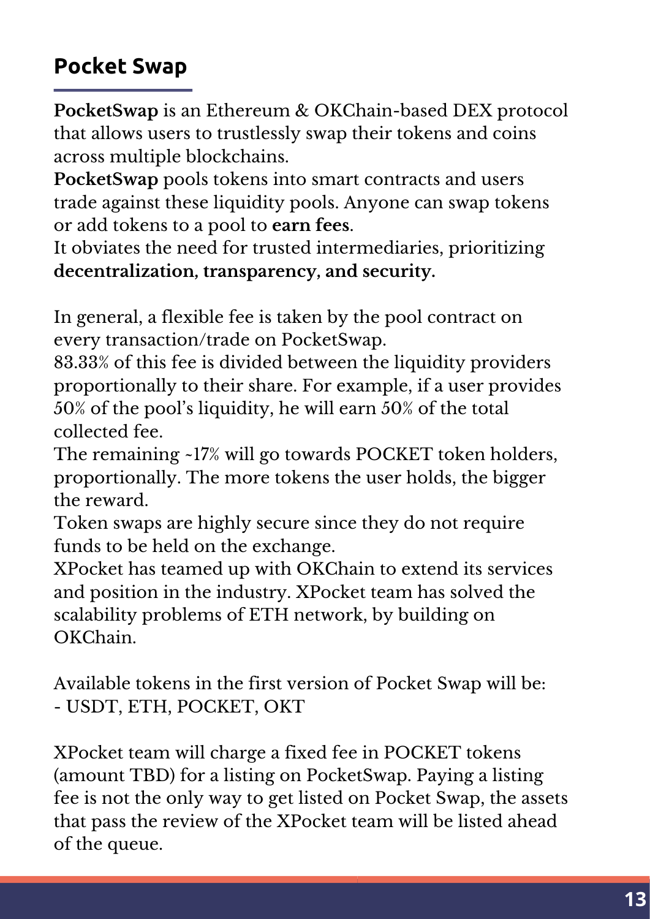## Pocket Swap

**PocketSwap** is an Ethereum & OKChain-based DEX protocol that allows users to trustlessly swap their tokens and coins across multiple blockchains.

**PocketSwap** pools tokens into smart contracts and users trade against these liquidity pools. Anyone can swap tokens or add tokens to a pool to **earn fees**.

It obviates the need for trusted intermediaries, prioritizing **decentralization, transparency, and security.**

In general, a flexible fee is taken by the pool contract on every transaction/trade on PocketSwap.

83.33% of this fee is divided between the liquidity providers proportionally to their share. For example, if a user provides 50% of the pool's liquidity, he will earn 50% of the total collected fee.

The remaining ~17% will go towards POCKET token holders, proportionally. The more tokens the user holds, the bigger the reward.

Token swaps are highly secure since they do not require funds to be held on the exchange.

XPocket has teamed up with OKChain to extend its services and position in the industry. XPocket team has solved the scalability problems of ETH network, by building on OKChain.

Available tokens in the first version of Pocket Swap will be:
- USDT, ETH, POCKET, OKT

XPocket team will charge a fixed fee in POCKET tokens (amount TBD) for a listing on PocketSwap. Paying a listing fee is not the only way to get listed on Pocket Swap, the assets that pass the review of the XPocket team will be listed ahead of the queue.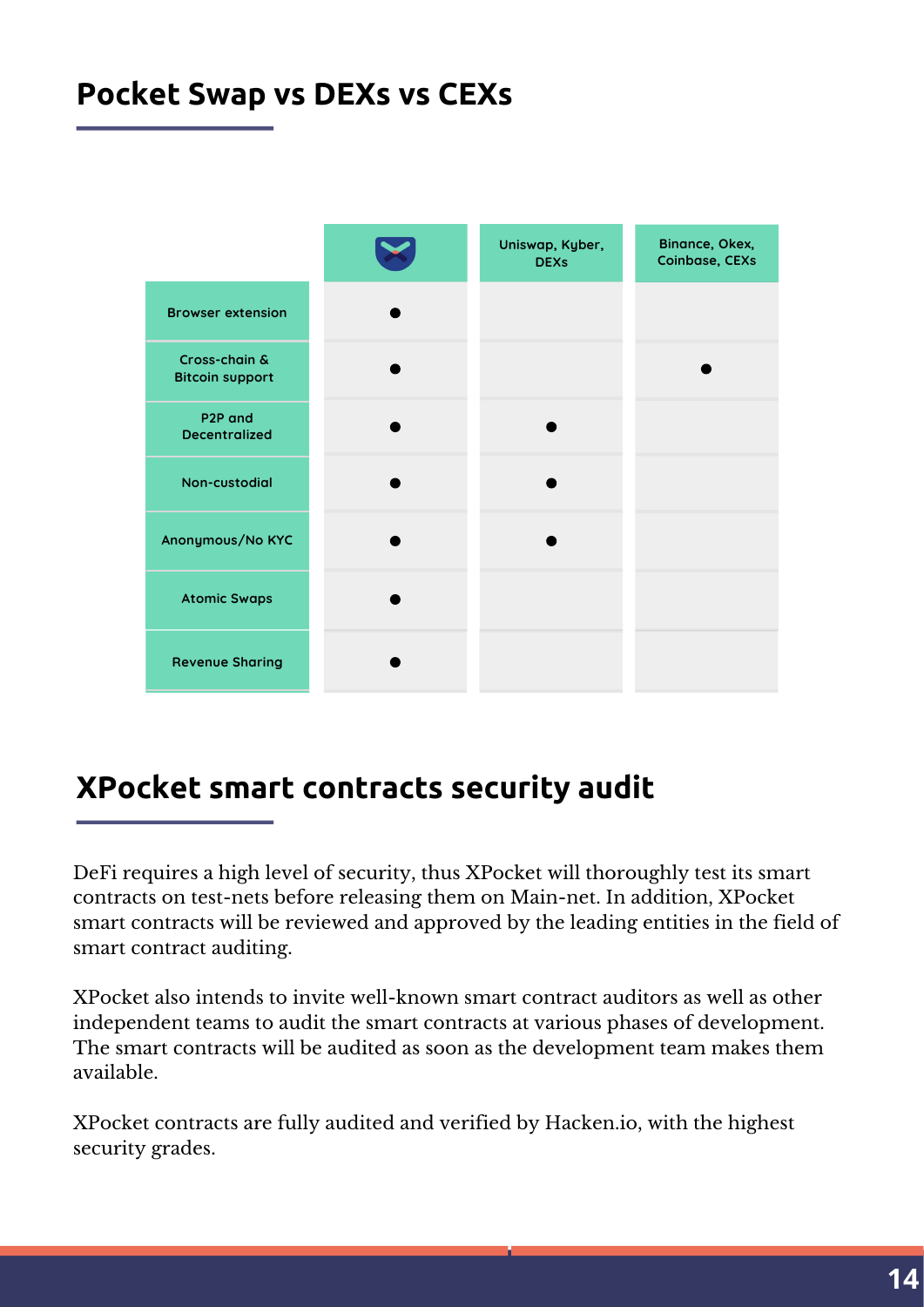## Pocket Swap vs DEXs vs CEXs

| | XPocket | Uniswap, Kyber, DEXs | Binance, Okex, Coinbase, CEXs |
|---|---|---|---|
| Browser extension | ● | | |
| Cross-chain & Bitcoin support | ● | | ● |
| P2P and Decentralized | ● | ● | |
| Non-custodial | ● | ● | |
| Anonymous/No KYC | ● | ● | |
| Atomic Swaps | ● | | |
| Revenue Sharing | ● | | |

## XPocket smart contracts security audit

DeFi requires a high level of security, thus XPocket will thoroughly test its smart contracts on test-nets before releasing them on Main-net. In addition, XPocket smart contracts will be reviewed and approved by the leading entities in the field of smart contract auditing.

XPocket also intends to invite well-known smart contract auditors as well as other independent teams to audit the smart contracts at various phases of development. The smart contracts will be audited as soon as the development team makes them available.

XPocket contracts are fully audited and verified by Hacken.io, with the highest security grades.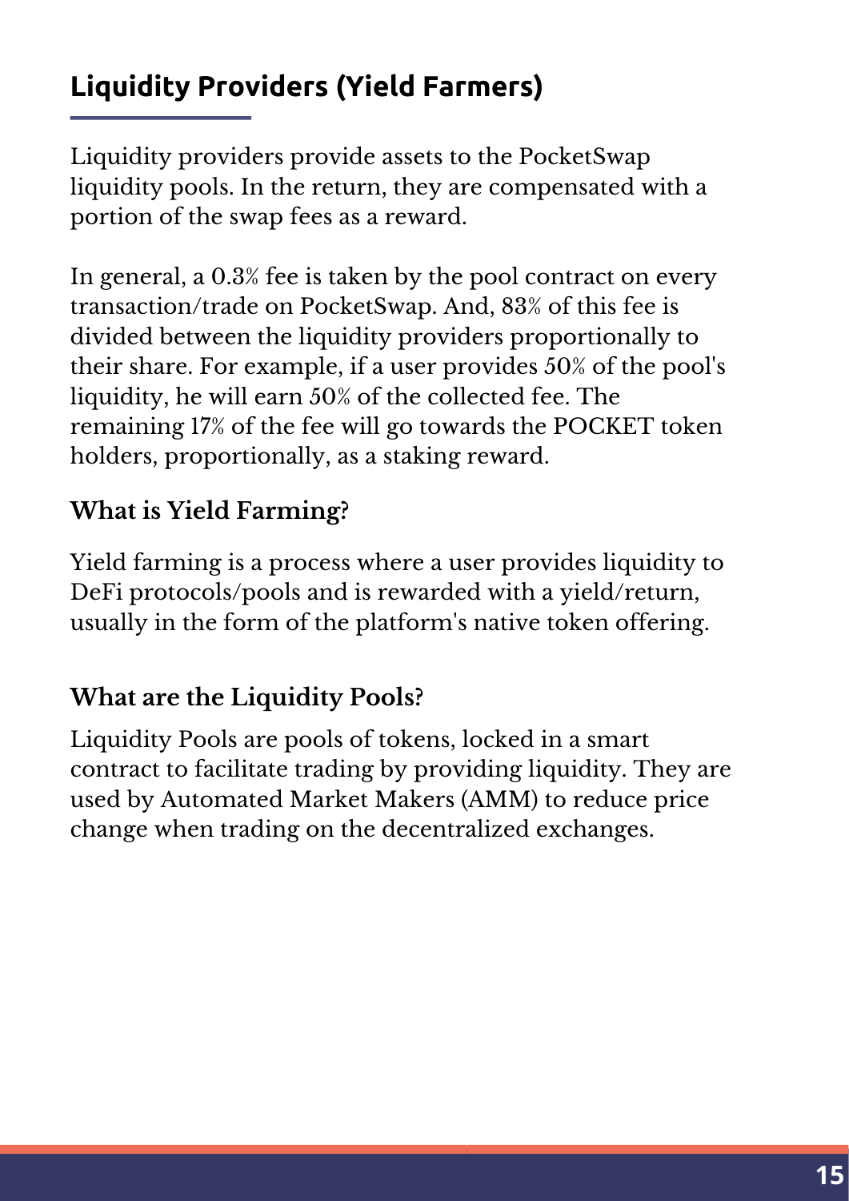## Liquidity Providers (Yield Farmers)

Liquidity providers provide assets to the PocketSwap liquidity pools. In the return, they are compensated with a portion of the swap fees as a reward.

In general, a 0.3% fee is taken by the pool contract on every transaction/trade on PocketSwap. And, 83% of this fee is divided between the liquidity providers proportionally to their share. For example, if a user provides 50% of the pool's liquidity, he will earn 50% of the collected fee. The remaining 17% of the fee will go towards the POCKET token holders, proportionally, as a staking reward.

### What is Yield Farming?

Yield farming is a process where a user provides liquidity to DeFi protocols/pools and is rewarded with a yield/return, usually in the form of the platform's native token offering.

### What are the Liquidity Pools?

Liquidity Pools are pools of tokens, locked in a smart contract to facilitate trading by providing liquidity. They are used by Automated Market Makers (AMM) to reduce price change when trading on the decentralized exchanges.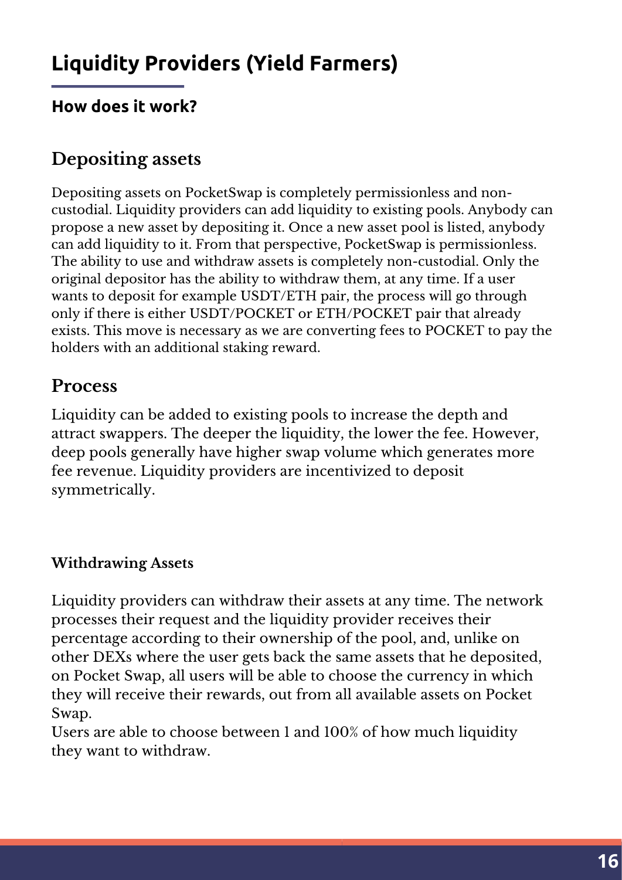# Liquidity Providers (Yield Farmers)

**How does it work?**

## Depositing assets

Depositing assets on PocketSwap is completely permissionless and non-custodial. Liquidity providers can add liquidity to existing pools. Anybody can propose a new asset by depositing it. Once a new asset pool is listed, anybody can add liquidity to it. From that perspective, PocketSwap is permissionless. The ability to use and withdraw assets is completely non-custodial. Only the original depositor has the ability to withdraw them, at any time. If a user wants to deposit for example USDT/ETH pair, the process will go through only if there is either USDT/POCKET or ETH/POCKET pair that already exists. This move is necessary as we are converting fees to POCKET to pay the holders with an additional staking reward.

## Process

Liquidity can be added to existing pools to increase the depth and attract swappers. The deeper the liquidity, the lower the fee. However, deep pools generally have higher swap volume which generates more fee revenue. Liquidity providers are incentivized to deposit symmetrically.

**Withdrawing Assets**

Liquidity providers can withdraw their assets at any time. The network processes their request and the liquidity provider receives their percentage according to their ownership of the pool, and, unlike on other DEXs where the user gets back the same assets that he deposited, on Pocket Swap, all users will be able to choose the currency in which they will receive their rewards, out from all available assets on Pocket Swap.

Users are able to choose between 1 and 100% of how much liquidity they want to withdraw.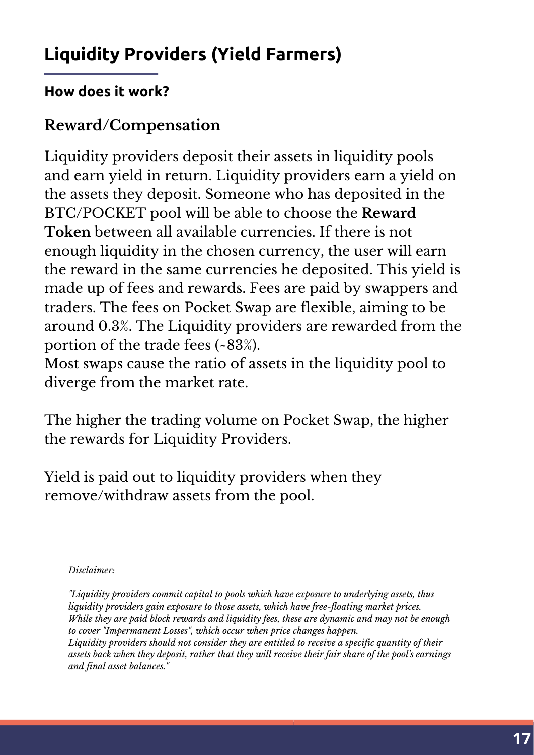## Liquidity Providers (Yield Farmers)

#### How does it work?

### Reward/Compensation

Liquidity providers deposit their assets in liquidity pools and earn yield in return. Liquidity providers earn a yield on the assets they deposit. Someone who has deposited in the BTC/POCKET pool will be able to choose the **Reward Token** between all available currencies. If there is not enough liquidity in the chosen currency, the user will earn the reward in the same currencies he deposited. This yield is made up of fees and rewards. Fees are paid by swappers and traders. The fees on Pocket Swap are flexible, aiming to be around 0.3%. The Liquidity providers are rewarded from the portion of the trade fees (~83%).
Most swaps cause the ratio of assets in the liquidity pool to diverge from the market rate.

The higher the trading volume on Pocket Swap, the higher the rewards for Liquidity Providers.

Yield is paid out to liquidity providers when they remove/withdraw assets from the pool.

*Disclaimer:*

*"Liquidity providers commit capital to pools which have exposure to underlying assets, thus liquidity providers gain exposure to those assets, which have free-floating market prices. While they are paid block rewards and liquidity fees, these are dynamic and may not be enough to cover "Impermanent Losses", which occur when price changes happen. Liquidity providers should not consider they are entitled to receive a specific quantity of their assets back when they deposit, rather that they will receive their fair share of the pool's earnings and final asset balances."*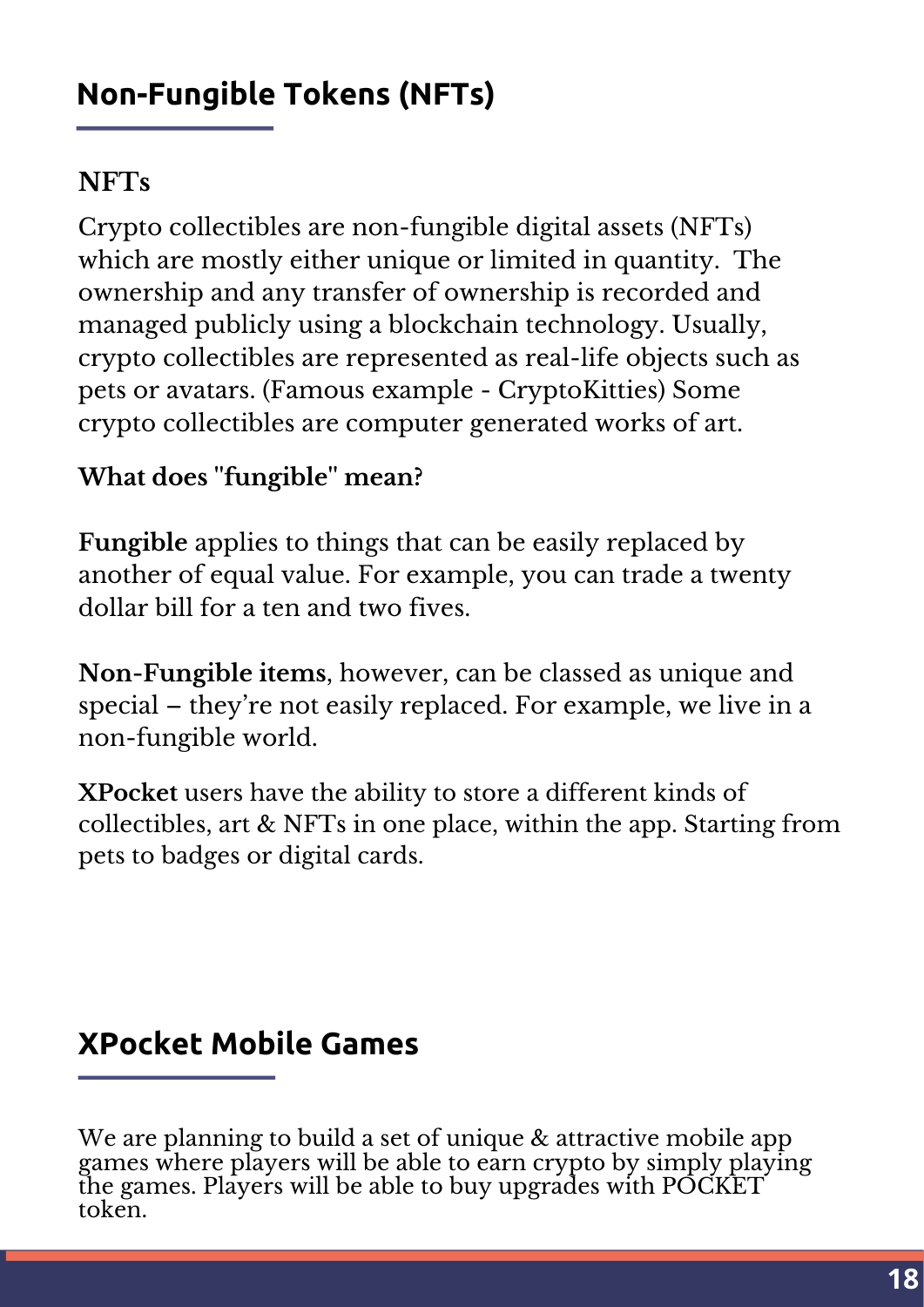## Non-Fungible Tokens (NFTs)

**NFTs**

Crypto collectibles are non-fungible digital assets (NFTs) which are mostly either unique or limited in quantity. The ownership and any transfer of ownership is recorded and managed publicly using a blockchain technology. Usually, crypto collectibles are represented as real-life objects such as pets or avatars. (Famous example - CryptoKitties) Some crypto collectibles are computer generated works of art.

**What does "fungible" mean?**

**Fungible** applies to things that can be easily replaced by another of equal value. For example, you can trade a twenty dollar bill for a ten and two fives.

**Non-Fungible items**, however, can be classed as unique and special – they're not easily replaced. For example, we live in a non-fungible world.

**XPocket** users have the ability to store a different kinds of collectibles, art & NFTs in one place, within the app. Starting from pets to badges or digital cards.

## XPocket Mobile Games

We are planning to build a set of unique & attractive mobile app games where players will be able to earn crypto by simply playing the games. Players will be able to buy upgrades with POCKET token.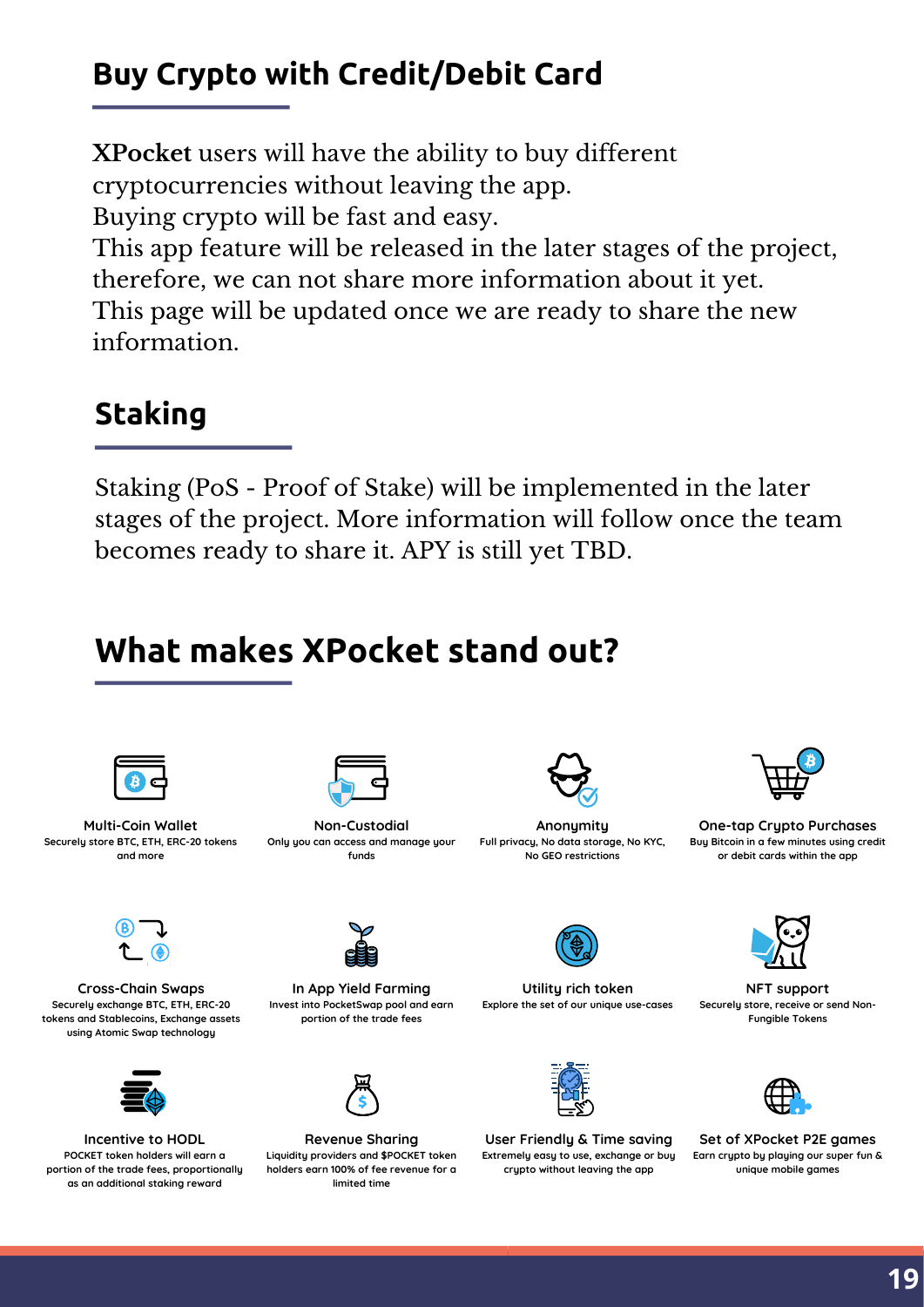## Buy Crypto with Credit/Debit Card

**XPocket** users will have the ability to buy different cryptocurrencies without leaving the app.
Buying crypto will be fast and easy.
This app feature will be released in the later stages of the project, therefore, we can not share more information about it yet.
This page will be updated once we are ready to share the new information.

## Staking

Staking (PoS - Proof of Stake) will be implemented in the later stages of the project. More information will follow once the team becomes ready to share it. APY is still yet TBD.

## What makes XPocket stand out?

**Multi-Coin Wallet**
Securely store BTC, ETH, ERC-20 tokens and more

**Non-Custodial**
Only you can access and manage your funds

**Anonymity**
Full privacy, No data storage, No KYC, No GEO restrictions

**One-tap Crypto Purchases**
Buy Bitcoin in a few minutes using credit or debit cards within the app

**Cross-Chain Swaps**
Securely exchange BTC, ETH, ERC-20 tokens and Stablecoins, Exchange assets using Atomic Swap technology

**In App Yield Farming**
Invest into PocketSwap pool and earn portion of the trade fees

**Utility rich token**
Explore the set of our unique use-cases

**NFT support**
Securely store, receive or send Non-Fungible Tokens

**Incentive to HODL**
POCKET token holders will earn a portion of the trade fees, proportionally as an additional staking reward

**Revenue Sharing**
Liquidity providers and $POCKET token holders earn 100% of fee revenue for a limited time

**User Friendly & Time saving**
Extremely easy to use, exchange or buy crypto without leaving the app

**Set of XPocket P2E games**
Earn crypto by playing our super fun & unique mobile games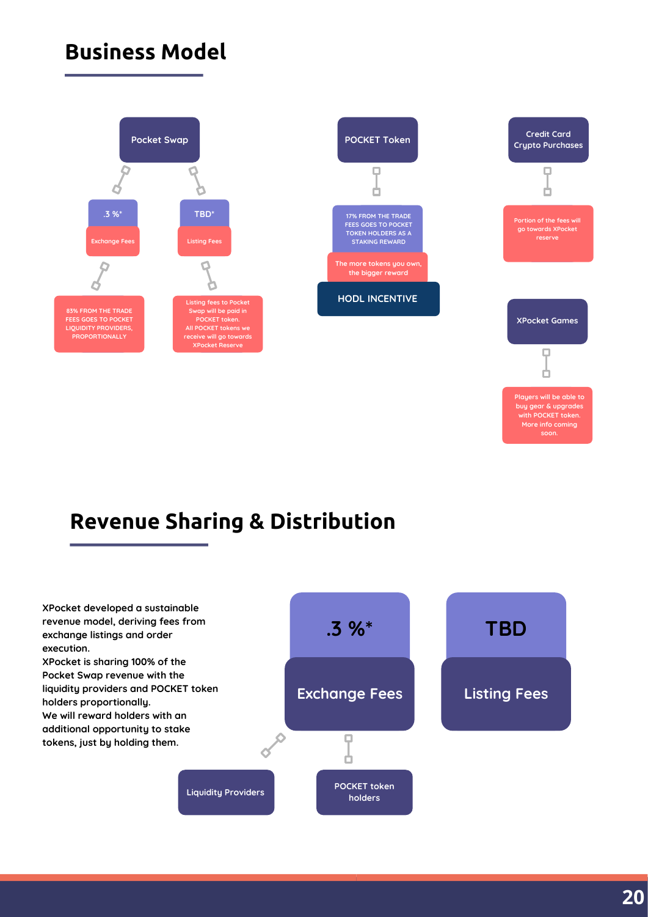# Business Model

Pocket Swap

.3 %*

Exchange Fees

83% FROM THE TRADE FEES GOES TO POCKET LIQUIDITY PROVIDERS, PROPORTIONALLY

TBD*

Listing Fees

Listing fees to Pocket Swap will be paid in POCKET token.
All POCKET tokens we receive will go towards XPocket Reserve

POCKET Token

17% FROM THE TRADE FEES GOES TO POCKET TOKEN HOLDERS AS A STAKING REWARD

The more tokens you own, the bigger reward

HODL INCENTIVE

Credit Card Crypto Purchases

Portion of the fees will go towards XPocket reserve

XPocket Games

Players will be able to buy gear & upgrades with POCKET token. More info coming soon.

# Revenue Sharing & Distribution

XPocket developed a sustainable revenue model, deriving fees from exchange listings and order execution.
XPocket is sharing 100% of the Pocket Swap revenue with the liquidity providers and POCKET token holders proportionally.
We will reward holders with an additional opportunity to stake tokens, just by holding them.

.3 %*

Exchange Fees

TBD

Listing Fees

Liquidity Providers

POCKET token holders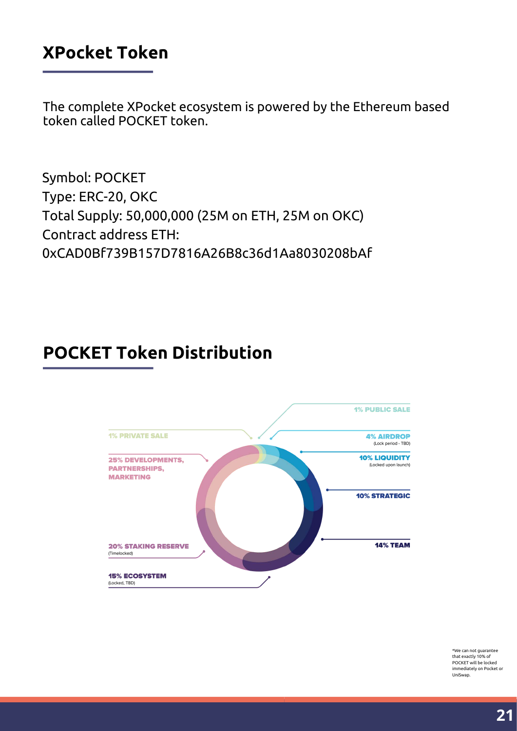## XPocket Token

The complete XPocket ecosystem is powered by the Ethereum based token called POCKET token.

Symbol: POCKET
Type: ERC-20, OKC
Total Supply: 50,000,000 (25M on ETH, 25M on OKC)
Contract address ETH:
0xCAD0Bf739B157D7816A26B8c36d1Aa8030208bAf

## POCKET Token Distribution

1% PUBLIC SALE

1% PRIVATE SALE

4% AIRDROP
(Lock period - TBD)

25% DEVELOPMENTS, PARTNERSHIPS, MARKETING

10% LIQUIDITY
(Locked upon launch)

10% STRATEGIC

14% TEAM

20% STAKING RESERVE
(Timelocked)

15% ECOSYSTEM
(Locked, TBD)

*We can not guarantee that exactly 10% of POCKET will be locked immediately on Pocket or UniSwap.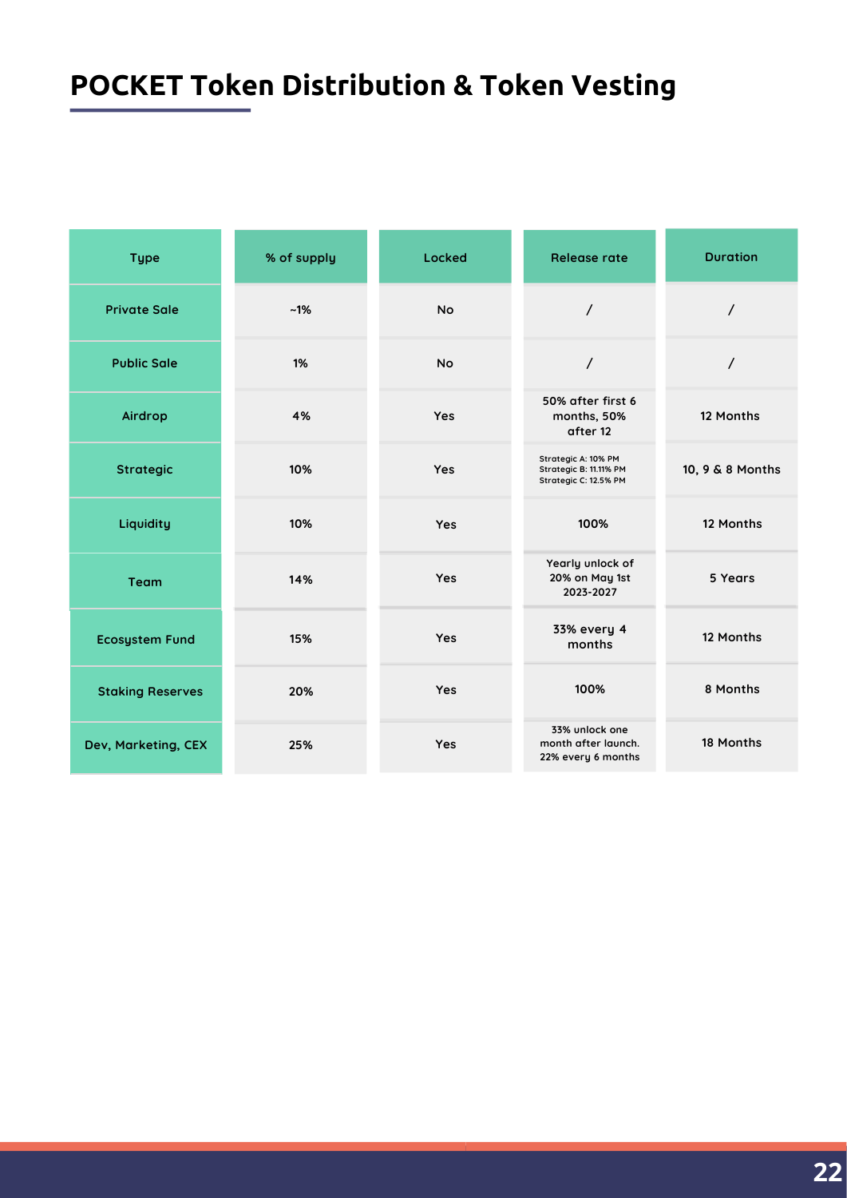# POCKET Token Distribution & Token Vesting

| Type | % of supply | Locked | Release rate | Duration |
|---|---|---|---|---|
| Private Sale | ~1% | No | / | / |
| Public Sale | 1% | No | / | / |
| Airdrop | 4% | Yes | 50% after first 6 months, 50% after 12 | 12 Months |
| Strategic | 10% | Yes | Strategic A: 10% PM<br>Strategic B: 11.11% PM<br>Strategic C: 12.5% PM | 10, 9 & 8 Months |
| Liquidity | 10% | Yes | 100% | 12 Months |
| Team | 14% | Yes | Yearly unlock of 20% on May 1st 2023-2027 | 5 Years |
| Ecosystem Fund | 15% | Yes | 33% every 4 months | 12 Months |
| Staking Reserves | 20% | Yes | 100% | 8 Months |
| Dev, Marketing, CEX | 25% | Yes | 33% unlock one month after launch. 22% every 6 months | 18 Months |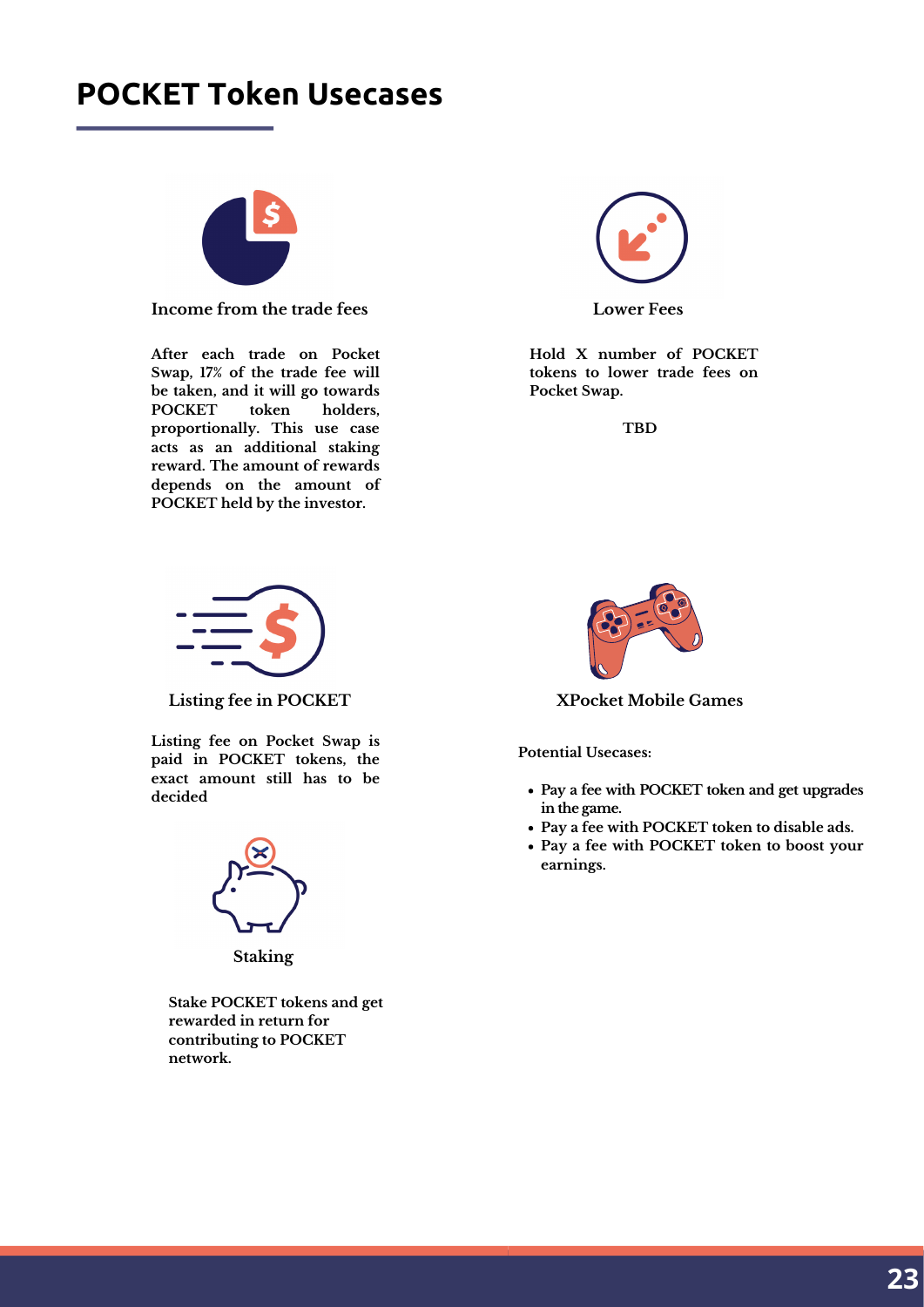# POCKET Token Usecases

### Income from the trade fees

After each trade on Pocket Swap, 17% of the trade fee will be taken, and it will go towards POCKET token holders, proportionally. This use case acts as an additional staking reward. The amount of rewards depends on the amount of POCKET held by the investor.

### Lower Fees

Hold X number of POCKET tokens to lower trade fees on Pocket Swap.

TBD

### Listing fee in POCKET

Listing fee on Pocket Swap is paid in POCKET tokens, the exact amount still has to be decided

### Staking

Stake POCKET tokens and get rewarded in return for contributing to POCKET network.

### XPocket Mobile Games

Potential Usecases:

- Pay a fee with POCKET token and get upgrades in the game.
- Pay a fee with POCKET token to disable ads.
- Pay a fee with POCKET token to boost your earnings.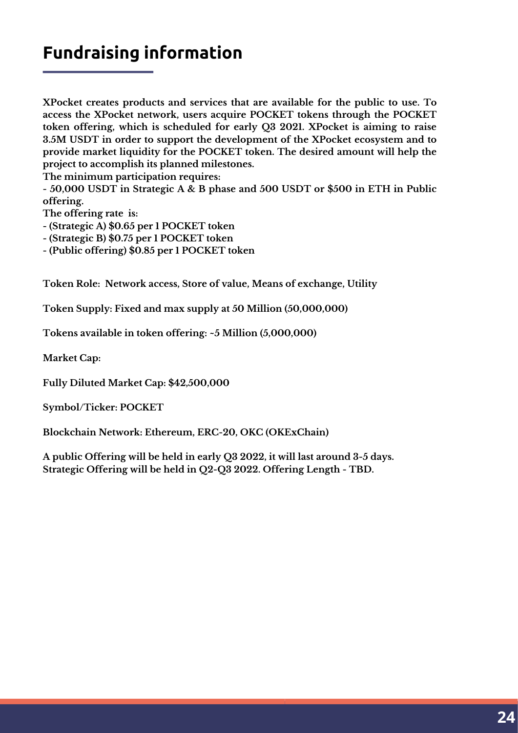# Fundraising information

**XPocket creates products and services that are available for the public to use. To access the XPocket network, users acquire POCKET tokens through the POCKET token offering, which is scheduled for early Q3 2021. XPocket is aiming to raise 3.5M USDT in order to support the development of the XPocket ecosystem and to provide market liquidity for the POCKET token. The desired amount will help the project to accomplish its planned milestones.**

**The minimum participation requires:**

**- 50,000 USDT in Strategic A & B phase and 500 USDT or $500 in ETH in Public offering.**

**The offering rate is:**

**- (Strategic A) $0.65 per 1 POCKET token**

**- (Strategic B) $0.75 per 1 POCKET token**

**- (Public offering) $0.85 per 1 POCKET token**

**Token Role: Network access, Store of value, Means of exchange, Utility**

**Token Supply: Fixed and max supply at 50 Million (50,000,000)**

**Tokens available in token offering: ~5 Million (5,000,000)**

**Market Cap:**

**Fully Diluted Market Cap: $42,500,000**

**Symbol/Ticker: POCKET**

**Blockchain Network: Ethereum, ERC-20, OKC (OKExChain)**

**A public Offering will be held in early Q3 2022, it will last around 3-5 days.**
**Strategic Offering will be held in Q2-Q3 2022. Offering Length - TBD.**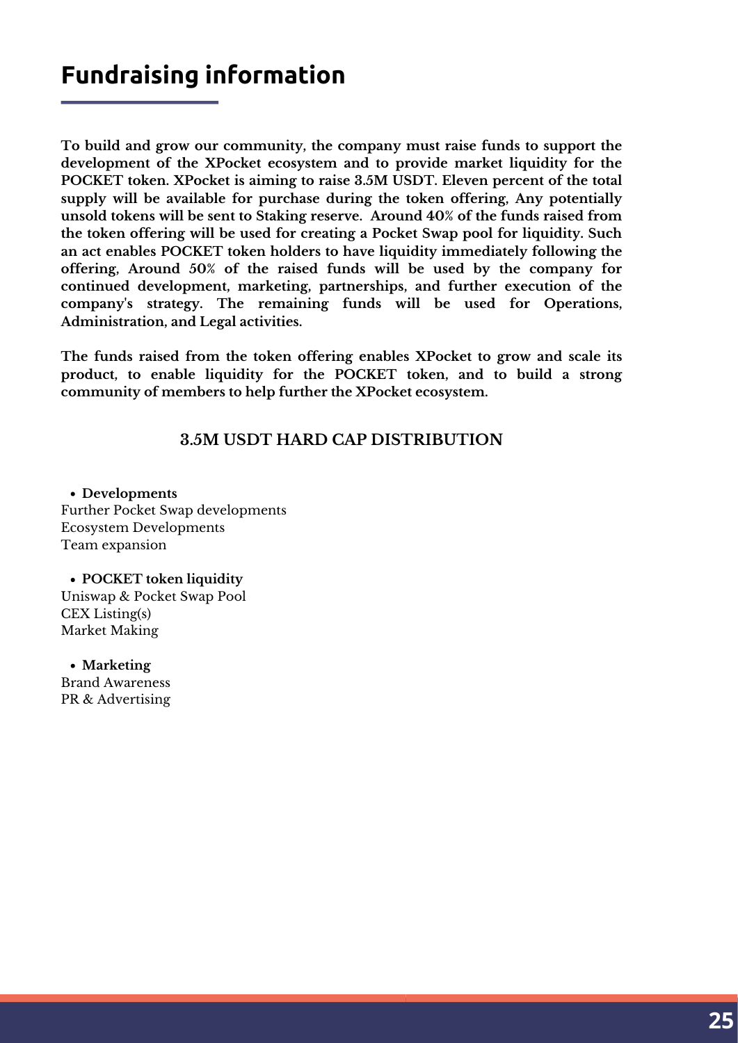# Fundraising information

**To build and grow our community, the company must raise funds to support the development of the XPocket ecosystem and to provide market liquidity for the POCKET token. XPocket is aiming to raise 3.5M USDT. Eleven percent of the total supply will be available for purchase during the token offering, Any potentially unsold tokens will be sent to Staking reserve. Around 40% of the funds raised from the token offering will be used for creating a Pocket Swap pool for liquidity. Such an act enables POCKET token holders to have liquidity immediately following the offering, Around 50% of the raised funds will be used by the company for continued development, marketing, partnerships, and further execution of the company's strategy. The remaining funds will be used for Operations, Administration, and Legal activities.**

**The funds raised from the token offering enables XPocket to grow and scale its product, to enable liquidity for the POCKET token, and to build a strong community of members to help further the XPocket ecosystem.**

### 3.5M USDT HARD CAP DISTRIBUTION

- **Developments**

Further Pocket Swap developments
Ecosystem Developments
Team expansion

- **POCKET token liquidity**

Uniswap & Pocket Swap Pool
CEX Listing(s)
Market Making

- **Marketing**

Brand Awareness
PR & Advertising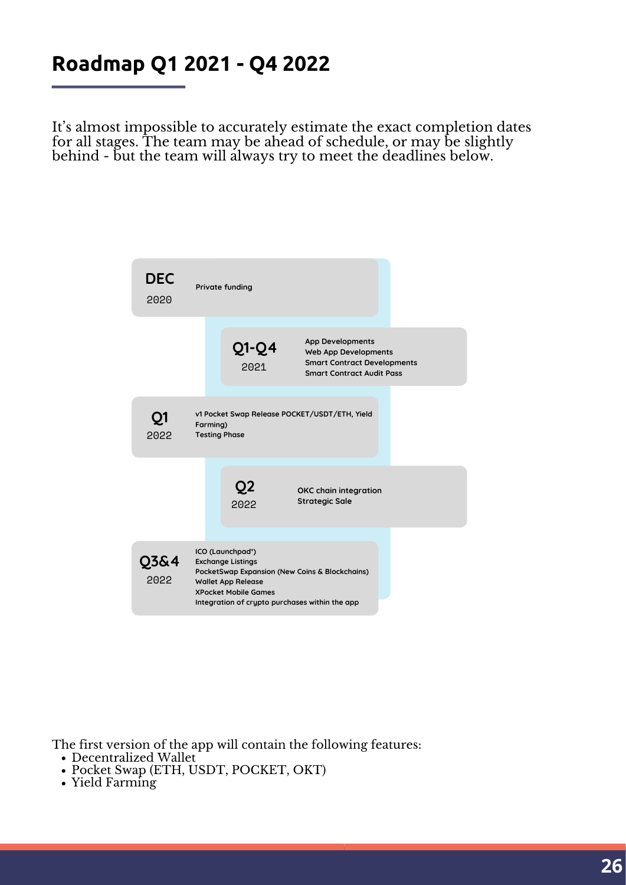## Roadmap Q1 2021 - Q4 2022

It's almost impossible to accurately estimate the exact completion dates for all stages. The team may be ahead of schedule, or may be slightly behind - but the team will always try to meet the deadlines below.

**DEC 2020**
- Private funding

**Q1-Q4 2021**
- App Developments
- Web App Developments
- Smart Contract Developments
- Smart Contract Audit Pass

**Q1 2022**
- v1 Pocket Swap Release POCKET/USDT/ETH, Yield Farming)
- Testing Phase

**Q2 2022**
- OKC chain integration
- Strategic Sale

**Q3&4 2022**
- ICO (Launchpad*)
- Exchange Listings
- PocketSwap Expansion (New Coins & Blockchains)
- Wallet App Release
- XPocket Mobile Games
- Integration of crypto purchases within the app

The first version of the app will contain the following features:

- Decentralized Wallet
- Pocket Swap (ETH, USDT, POCKET, OKT)
- Yield Farming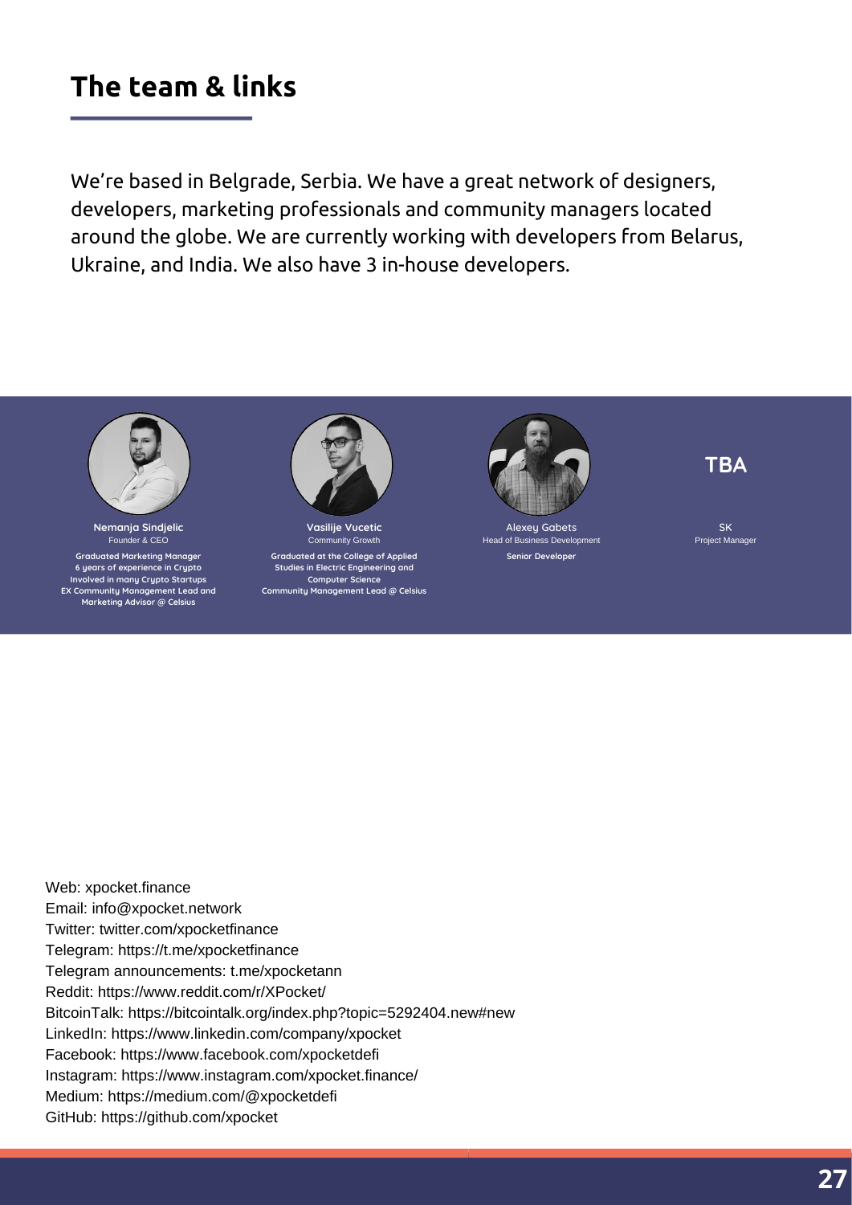# The team & links

We're based in Belgrade, Serbia. We have a great network of designers, developers, marketing professionals and community managers located around the globe. We are currently working with developers from Belarus, Ukraine, and India. We also have 3 in-house developers.

**Nemanja Sindjelic**
Founder & CEO
Graduated Marketing Manager
6 years of experience in Crypto
Involved in many Crypto Startups
EX Community Management Lead and Marketing Advisor @ Celsius

**Vasilije Vucetic**
Community Growth
Graduated at the College of Applied Studies in Electric Engineering and Computer Science
Community Management Lead @ Celsius

**Alexey Gabets**
Head of Business Development
Senior Developer

**TBA**
SK
Project Manager

Web: xpocket.finance
Email: info@xpocket.network
Twitter: twitter.com/xpocketfinance
Telegram: https://t.me/xpocketfinance
Telegram announcements: t.me/xpocketann
Reddit: https://www.reddit.com/r/XPocket/
BitcoinTalk: https://bitcointalk.org/index.php?topic=5292404.new#new
LinkedIn: https://www.linkedin.com/company/xpocket
Facebook: https://www.facebook.com/xpocketdefi
Instagram: https://www.instagram.com/xpocket.finance/
Medium: https://medium.com/@xpocketdefi
GitHub: https://github.com/xpocket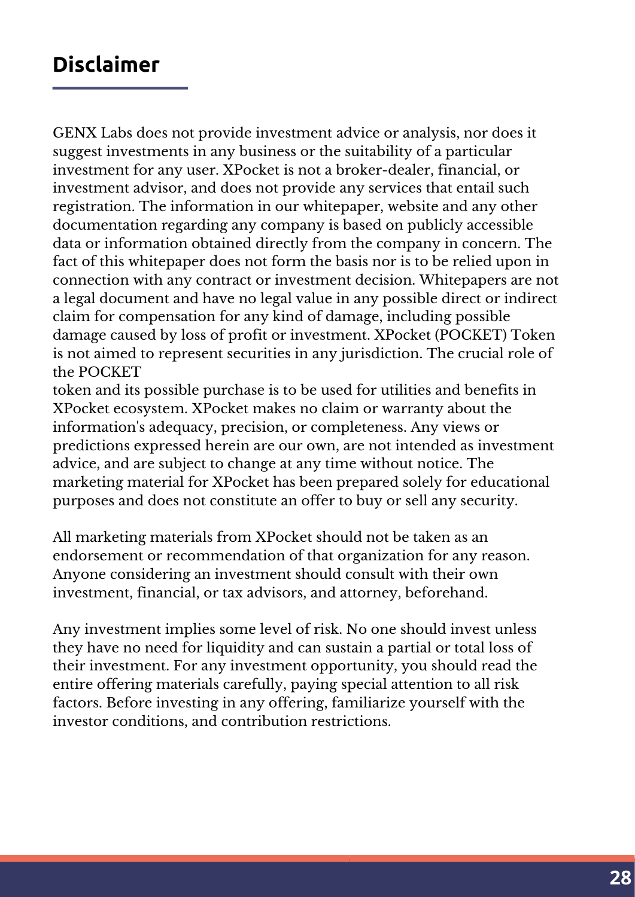## Disclaimer

GENX Labs does not provide investment advice or analysis, nor does it suggest investments in any business or the suitability of a particular investment for any user. XPocket is not a broker-dealer, financial, or investment advisor, and does not provide any services that entail such registration. The information in our whitepaper, website and any other documentation regarding any company is based on publicly accessible data or information obtained directly from the company in concern. The fact of this whitepaper does not form the basis nor is to be relied upon in connection with any contract or investment decision. Whitepapers are not a legal document and have no legal value in any possible direct or indirect claim for compensation for any kind of damage, including possible damage caused by loss of profit or investment. XPocket (POCKET) Token is not aimed to represent securities in any jurisdiction. The crucial role of the POCKET token and its possible purchase is to be used for utilities and benefits in XPocket ecosystem. XPocket makes no claim or warranty about the information's adequacy, precision, or completeness. Any views or predictions expressed herein are our own, are not intended as investment advice, and are subject to change at any time without notice. The marketing material for XPocket has been prepared solely for educational purposes and does not constitute an offer to buy or sell any security.

All marketing materials from XPocket should not be taken as an endorsement or recommendation of that organization for any reason. Anyone considering an investment should consult with their own investment, financial, or tax advisors, and attorney, beforehand.

Any investment implies some level of risk. No one should invest unless they have no need for liquidity and can sustain a partial or total loss of their investment. For any investment opportunity, you should read the entire offering materials carefully, paying special attention to all risk factors. Before investing in any offering, familiarize yourself with the investor conditions, and contribution restrictions.